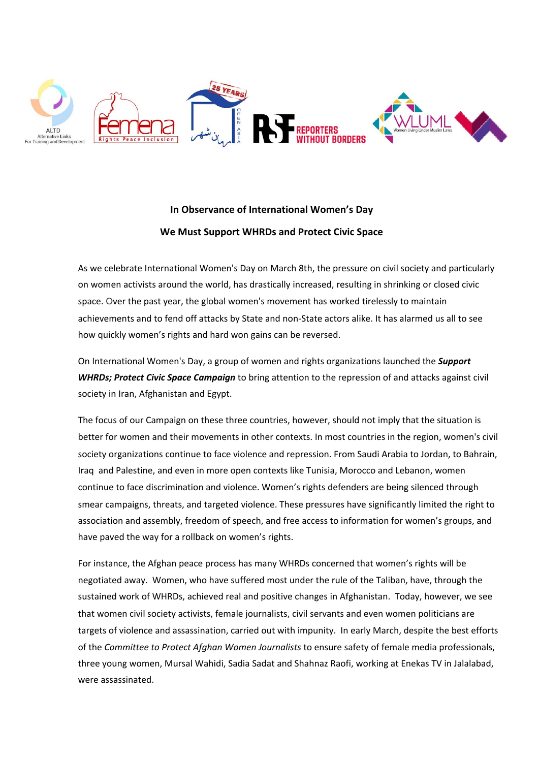## In Observance of International Women's Day

## We Must Support WHRDs and Protect Civic Space

As we celebrate International Women's Day on March 8th, the pressure on civil society and particularly on women activists around the world, has drastically increased, resulting in shrinking or closed civic space. Over the past year, the global women's movement has worked tirelessly to maintain achievements and to fend off attacks by State and non-State actors alike. It has alarmed us all to see how quickly women's rights and hard won gains can be reversed.

On International Women's Day, a group of women and rights organizations launched the ***Support WHRDs; Protect Civic Space Campaign*** to bring attention to the repression of and attacks against civil society in Iran, Afghanistan and Egypt.

The focus of our Campaign on these three countries, however, should not imply that the situation is better for women and their movements in other contexts. In most countries in the region, women's civil society organizations continue to face violence and repression. From Saudi Arabia to Jordan, to Bahrain, Iraq and Palestine, and even in more open contexts like Tunisia, Morocco and Lebanon, women continue to face discrimination and violence. Women's rights defenders are being silenced through smear campaigns, threats, and targeted violence. These pressures have significantly limited the right to association and assembly, freedom of speech, and free access to information for women's groups, and have paved the way for a rollback on women's rights.

For instance, the Afghan peace process has many WHRDs concerned that women's rights will be negotiated away. Women, who have suffered most under the rule of the Taliban, have, through the sustained work of WHRDs, achieved real and positive changes in Afghanistan. Today, however, we see that women civil society activists, female journalists, civil servants and even women politicians are targets of violence and assassination, carried out with impunity. In early March, despite the best efforts of the *Committee to Protect Afghan Women Journalists* to ensure safety of female media professionals, three young women, Mursal Wahidi, Sadia Sadat and Shahnaz Raofi, working at Enekas TV in Jalalabad, were assassinated.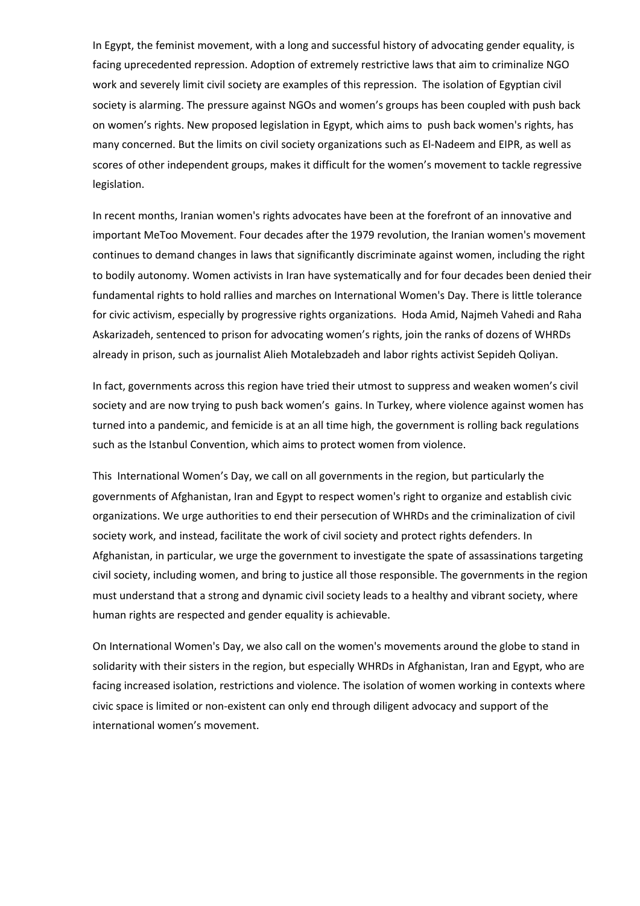In Egypt, the feminist movement, with a long and successful history of advocating gender equality, is facing uprecedented repression. Adoption of extremely restrictive laws that aim to criminalize NGO work and severely limit civil society are examples of this repression. The isolation of Egyptian civil society is alarming. The pressure against NGOs and women's groups has been coupled with push back on women's rights. New proposed legislation in Egypt, which aims to push back women's rights, has many concerned. But the limits on civil society organizations such as El-Nadeem and EIPR, as well as scores of other independent groups, makes it difficult for the women's movement to tackle regressive legislation.

In recent months, Iranian women's rights advocates have been at the forefront of an innovative and important MeToo Movement. Four decades after the 1979 revolution, the Iranian women's movement continues to demand changes in laws that significantly discriminate against women, including the right to bodily autonomy. Women activists in Iran have systematically and for four decades been denied their fundamental rights to hold rallies and marches on International Women's Day. There is little tolerance for civic activism, especially by progressive rights organizations. Hoda Amid, Najmeh Vahedi and Raha Askarizadeh, sentenced to prison for advocating women's rights, join the ranks of dozens of WHRDs already in prison, such as journalist Alieh Motalebzadeh and labor rights activist Sepideh Qoliyan.

In fact, governments across this region have tried their utmost to suppress and weaken women's civil society and are now trying to push back women's gains. In Turkey, where violence against women has turned into a pandemic, and femicide is at an all time high, the government is rolling back regulations such as the Istanbul Convention, which aims to protect women from violence.

This International Women's Day, we call on all governments in the region, but particularly the governments of Afghanistan, Iran and Egypt to respect women's right to organize and establish civic organizations. We urge authorities to end their persecution of WHRDs and the criminalization of civil society work, and instead, facilitate the work of civil society and protect rights defenders. In Afghanistan, in particular, we urge the government to investigate the spate of assassinations targeting civil society, including women, and bring to justice all those responsible. The governments in the region must understand that a strong and dynamic civil society leads to a healthy and vibrant society, where human rights are respected and gender equality is achievable.

On International Women's Day, we also call on the women's movements around the globe to stand in solidarity with their sisters in the region, but especially WHRDs in Afghanistan, Iran and Egypt, who are facing increased isolation, restrictions and violence. The isolation of women working in contexts where civic space is limited or non-existent can only end through diligent advocacy and support of the international women's movement.